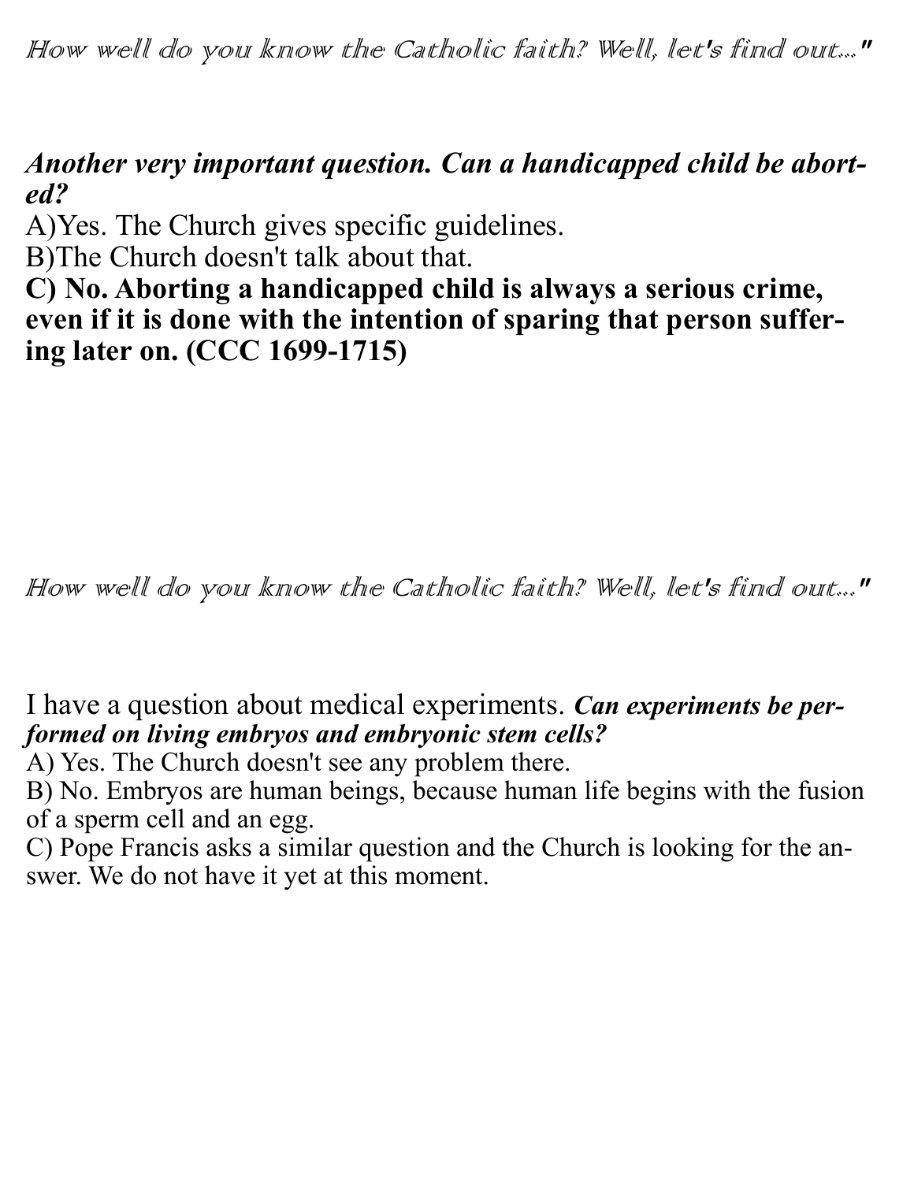*How well do you know the Catholic faith? Well, let's find out..."*

***Another very important question. Can a handicapped child be aborted?***

A)Yes. The Church gives specific guidelines.

B)The Church doesn't talk about that.

**C) No. Aborting a handicapped child is always a serious crime, even if it is done with the intention of sparing that person suffering later on. (CCC 1699-1715)**

*How well do you know the Catholic faith? Well, let's find out..."*

I have a question about medical experiments. ***Can experiments be performed on living embryos and embryonic stem cells?***

A) Yes. The Church doesn't see any problem there.

B) No. Embryos are human beings, because human life begins with the fusion of a sperm cell and an egg.

C) Pope Francis asks a similar question and the Church is looking for the answer. We do not have it yet at this moment.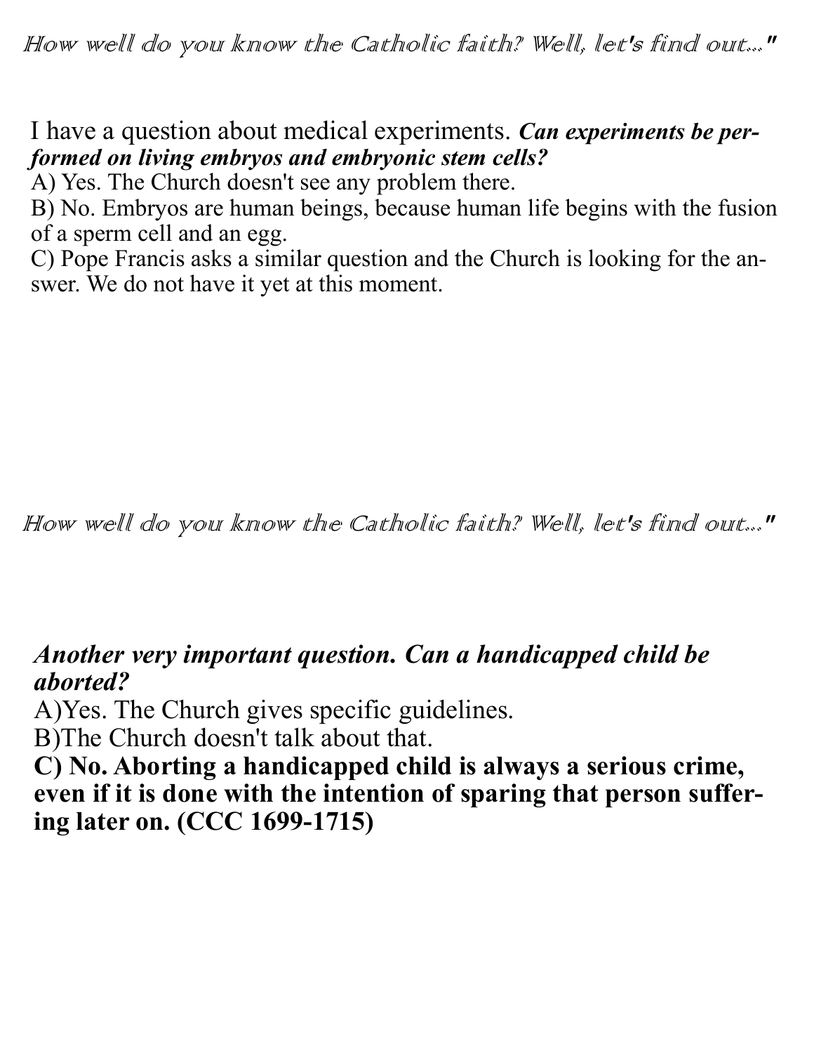*How well do you know the Catholic faith? Well, let's find out..."*

I have a question about medical experiments. ***Can experiments be performed on living embryos and embryonic stem cells?***

A) Yes. The Church doesn't see any problem there.
B) No. Embryos are human beings, because human life begins with the fusion of a sperm cell and an egg.
C) Pope Francis asks a similar question and the Church is looking for the answer. We do not have it yet at this moment.

*How well do you know the Catholic faith? Well, let's find out..."*

***Another very important question. Can a handicapped child be aborted?***

A)Yes. The Church gives specific guidelines.
B)The Church doesn't talk about that.
**C) No. Aborting a handicapped child is always a serious crime, even if it is done with the intention of sparing that person suffering later on. (CCC 1699-1715)**